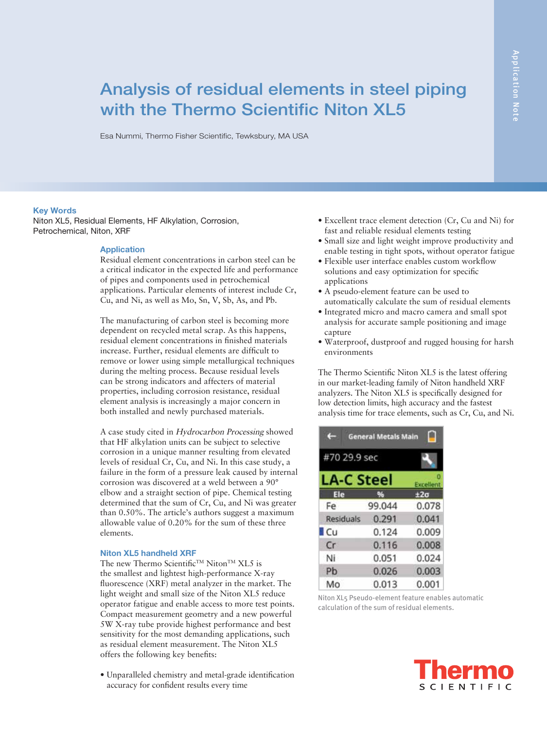# Analysis of residual elements in steel piping with the Thermo Scientific Niton XL5

Esa Nummi, Thermo Fisher Scientific, Tewksbury, MA USA

Application Note

## Key Words

Niton XL5, Residual Elements, HF Alkylation, Corrosion, Petrochemical, Niton, XRF

## Application

Residual element concentrations in carbon steel can be a critical indicator in the expected life and performance of pipes and components used in petrochemical applications. Particular elements of interest include Cr, Cu, and Ni, as well as Mo, Sn, V, Sb, As, and Pb.

The manufacturing of carbon steel is becoming more dependent on recycled metal scrap. As this happens, residual element concentrations in finished materials increase. Further, residual elements are difficult to remove or lower using simple metallurgical techniques during the melting process. Because residual levels can be strong indicators and affecters of material properties, including corrosion resistance, residual element analysis is increasingly a major concern in both installed and newly purchased materials.

A case study cited in *Hydrocarbon Processing* showed that HF alkylation units can be subject to selective corrosion in a unique manner resulting from elevated levels of residual Cr, Cu, and Ni. In this case study, a failure in the form of a pressure leak caused by internal corrosion was discovered at a weld between a 90° elbow and a straight section of pipe. Chemical testing determined that the sum of Cr, Cu, and Ni was greater than 0.50%. The article's authors suggest a maximum allowable value of 0.20% for the sum of these three elements.

## Niton XL5 handheld XRF

The new Thermo Scientific™ Niton™ XL5 is the smallest and lightest high-performance X-ray fluorescence (XRF) metal analyzer in the market. The light weight and small size of the Niton XL5 reduce operator fatigue and enable access to more test points. Compact measurement geometry and a new powerful 5W X-ray tube provide highest performance and best sensitivity for the most demanding applications, such as residual element measurement. The Niton XL5 offers the following key benefits:

- Unparalleled chemistry and metal-grade identification accuracy for confident results every time
- Excellent trace element detection (Cr, Cu and Ni) for fast and reliable residual elements testing
- Small size and light weight improve productivity and enable testing in tight spots, without operator fatigue
- Flexible user interface enables custom workflow solutions and easy optimization for specific applications
- A pseudo-element feature can be used to automatically calculate the sum of residual elements
- Integrated micro and macro camera and small spot analysis for accurate sample positioning and image capture
- Waterproof, dustproof and rugged housing for harsh environments

The Thermo Scientific Niton XL5 is the latest offering in our market-leading family of Niton handheld XRF analyzers. The Niton XL5 is specifically designed for low detection limits, high accuracy and the fastest analysis time for trace elements, such as Cr, Cu, and Ni.

General Metals Main

#70 29.9 sec

LA-C Steel — 0 Excellent

| Ele | % | ±2σ |
|---|---|---|
| Fe | 99.044 | 0.078 |
| Residuals | 0.291 | 0.041 |
| Cu | 0.124 | 0.009 |
| Cr | 0.116 | 0.008 |
| Ni | 0.051 | 0.024 |
| Pb | 0.026 | 0.003 |
| Mo | 0.013 | 0.001 |

Niton XL5 Pseudo-element feature enables automatic calculation of the sum of residual elements.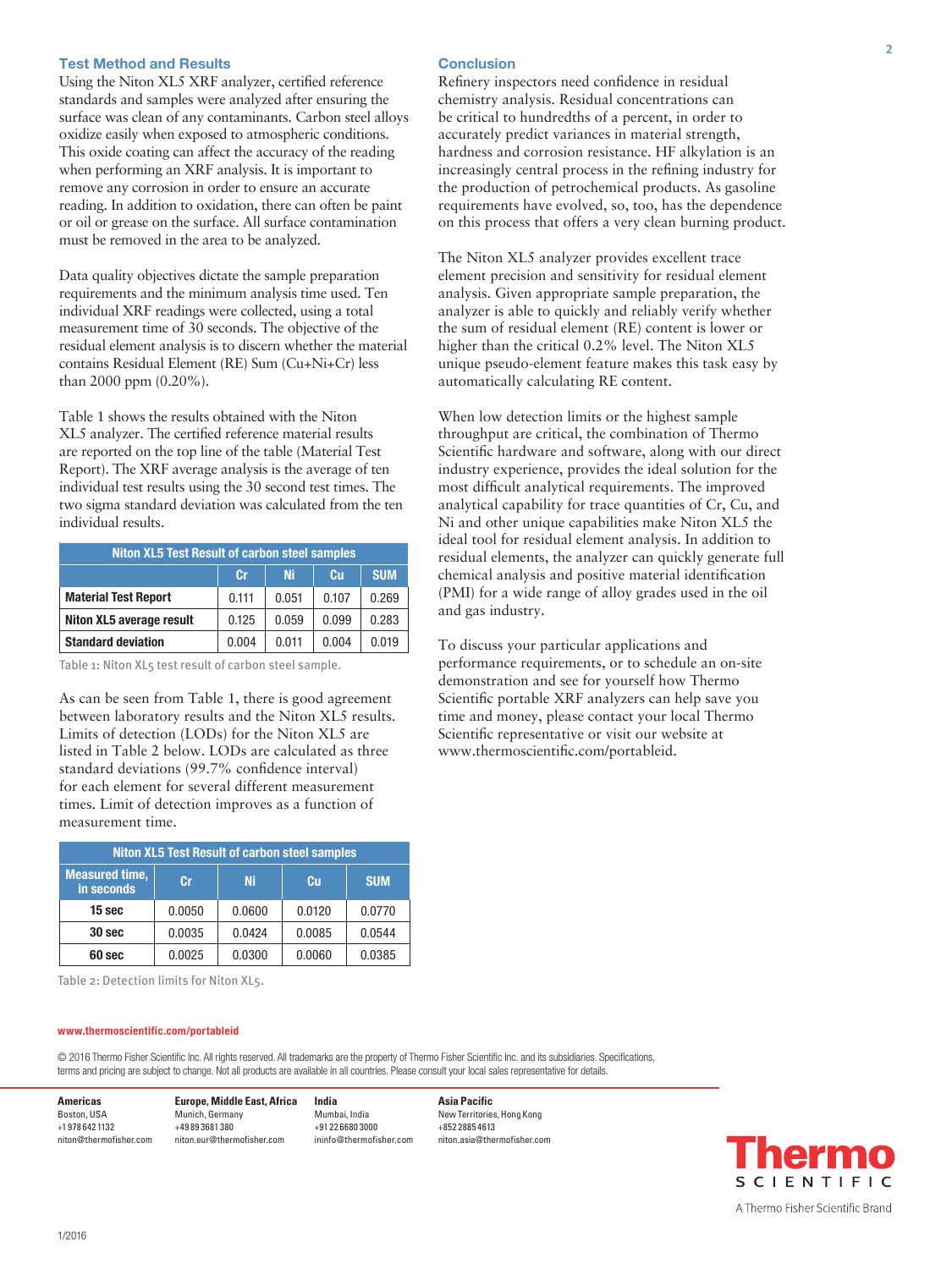## Test Method and Results

Using the Niton XL5 XRF analyzer, certified reference standards and samples were analyzed after ensuring the surface was clean of any contaminants. Carbon steel alloys oxidize easily when exposed to atmospheric conditions. This oxide coating can affect the accuracy of the reading when performing an XRF analysis. It is important to remove any corrosion in order to ensure an accurate reading. In addition to oxidation, there can often be paint or oil or grease on the surface. All surface contamination must be removed in the area to be analyzed.

Data quality objectives dictate the sample preparation requirements and the minimum analysis time used. Ten individual XRF readings were collected, using a total measurement time of 30 seconds. The objective of the residual element analysis is to discern whether the material contains Residual Element (RE) Sum (Cu+Ni+Cr) less than 2000 ppm (0.20%).

Table 1 shows the results obtained with the Niton XL5 analyzer. The certified reference material results are reported on the top line of the table (Material Test Report). The XRF average analysis is the average of ten individual test results using the 30 second test times. The two sigma standard deviation was calculated from the ten individual results.

| Niton XL5 Test Result of carbon steel samples | | | | |
|---|---|---|---|---|
| | **Cr** | **Ni** | **Cu** | **SUM** |
| **Material Test Report** | 0.111 | 0.051 | 0.107 | 0.269 |
| **Niton XL5 average result** | 0.125 | 0.059 | 0.099 | 0.283 |
| **Standard deviation** | 0.004 | 0.011 | 0.004 | 0.019 |

Table 1: Niton XL5 test result of carbon steel sample.

As can be seen from Table 1, there is good agreement between laboratory results and the Niton XL5 results. Limits of detection (LODs) for the Niton XL5 are listed in Table 2 below. LODs are calculated as three standard deviations (99.7% confidence interval) for each element for several different measurement times. Limit of detection improves as a function of measurement time.

| Niton XL5 Test Result of carbon steel samples | | | | |
|---|---|---|---|---|
| **Measured time, in seconds** | **Cr** | **Ni** | **Cu** | **SUM** |
| **15 sec** | 0.0050 | 0.0600 | 0.0120 | 0.0770 |
| **30 sec** | 0.0035 | 0.0424 | 0.0085 | 0.0544 |
| **60 sec** | 0.0025 | 0.0300 | 0.0060 | 0.0385 |

Table 2: Detection limits for Niton XL5.

## Conclusion

Refinery inspectors need confidence in residual chemistry analysis. Residual concentrations can be critical to hundredths of a percent, in order to accurately predict variances in material strength, hardness and corrosion resistance. HF alkylation is an increasingly central process in the refining industry for the production of petrochemical products. As gasoline requirements have evolved, so, too, has the dependence on this process that offers a very clean burning product.

The Niton XL5 analyzer provides excellent trace element precision and sensitivity for residual element analysis. Given appropriate sample preparation, the analyzer is able to quickly and reliably verify whether the sum of residual element (RE) content is lower or higher than the critical 0.2% level. The Niton XL5 unique pseudo-element feature makes this task easy by automatically calculating RE content.

When low detection limits or the highest sample throughput are critical, the combination of Thermo Scientific hardware and software, along with our direct industry experience, provides the ideal solution for the most difficult analytical requirements. The improved analytical capability for trace quantities of Cr, Cu, and Ni and other unique capabilities make Niton XL5 the ideal tool for residual element analysis. In addition to residual elements, the analyzer can quickly generate full chemical analysis and positive material identification (PMI) for a wide range of alloy grades used in the oil and gas industry.

To discuss your particular applications and performance requirements, or to schedule an on-site demonstration and see for yourself how Thermo Scientific portable XRF analyzers can help save you time and money, please contact your local Thermo Scientific representative or visit our website at www.thermoscientific.com/portableid.

**www.thermoscientific.com/portableid**

© 2016 Thermo Fisher Scientific Inc. All rights reserved. All trademarks are the property of Thermo Fisher Scientific Inc. and its subsidiaries. Specifications, terms and pricing are subject to change. Not all products are available in all countries. Please consult your local sales representative for details.

**Americas**
Boston, USA
+1 978 642 1132
niton@thermofisher.com

**Europe, Middle East, Africa**
Munich, Germany
+49 89 3681 380
niton.eur@thermofisher.com

**India**
Mumbai, India
+91 22 6680 3000
ininfo@thermofisher.com

**Asia Pacific**
New Territories, Hong Kong
+852 2885 4613
niton.asia@thermofisher.com

Thermo SCIENTIFIC
A Thermo Fisher Scientific Brand

1/2016